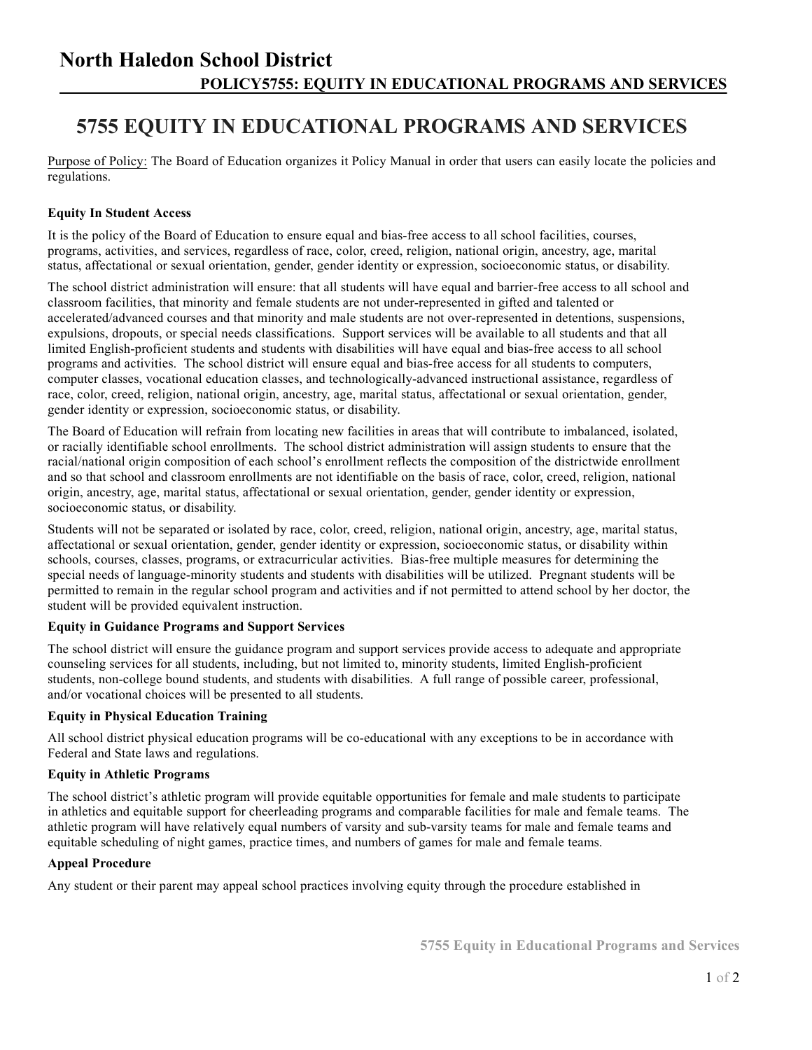# North Haledon School District

## POLICY5755: EQUITY IN EDUCATIONAL PROGRAMS AND SERVICES

# 5755 EQUITY IN EDUCATIONAL PROGRAMS AND SERVICES

Purpose of Policy: The Board of Education organizes it Policy Manual in order that users can easily locate the policies and regulations.

**Equity In Student Access**

It is the policy of the Board of Education to ensure equal and bias-free access to all school facilities, courses, programs, activities, and services, regardless of race, color, creed, religion, national origin, ancestry, age, marital status, affectational or sexual orientation, gender, gender identity or expression, socioeconomic status, or disability.

The school district administration will ensure: that all students will have equal and barrier-free access to all school and classroom facilities, that minority and female students are not under-represented in gifted and talented or accelerated/advanced courses and that minority and male students are not over-represented in detentions, suspensions, expulsions, dropouts, or special needs classifications. Support services will be available to all students and that all limited English-proficient students and students with disabilities will have equal and bias-free access to all school programs and activities. The school district will ensure equal and bias-free access for all students to computers, computer classes, vocational education classes, and technologically-advanced instructional assistance, regardless of race, color, creed, religion, national origin, ancestry, age, marital status, affectational or sexual orientation, gender, gender identity or expression, socioeconomic status, or disability.

The Board of Education will refrain from locating new facilities in areas that will contribute to imbalanced, isolated, or racially identifiable school enrollments. The school district administration will assign students to ensure that the racial/national origin composition of each school's enrollment reflects the composition of the districtwide enrollment and so that school and classroom enrollments are not identifiable on the basis of race, color, creed, religion, national origin, ancestry, age, marital status, affectational or sexual orientation, gender, gender identity or expression, socioeconomic status, or disability.

Students will not be separated or isolated by race, color, creed, religion, national origin, ancestry, age, marital status, affectational or sexual orientation, gender, gender identity or expression, socioeconomic status, or disability within schools, courses, classes, programs, or extracurricular activities. Bias-free multiple measures for determining the special needs of language-minority students and students with disabilities will be utilized. Pregnant students will be permitted to remain in the regular school program and activities and if not permitted to attend school by her doctor, the student will be provided equivalent instruction.

**Equity in Guidance Programs and Support Services**

The school district will ensure the guidance program and support services provide access to adequate and appropriate counseling services for all students, including, but not limited to, minority students, limited English-proficient students, non-college bound students, and students with disabilities. A full range of possible career, professional, and/or vocational choices will be presented to all students.

**Equity in Physical Education Training**

All school district physical education programs will be co-educational with any exceptions to be in accordance with Federal and State laws and regulations.

**Equity in Athletic Programs**

The school district's athletic program will provide equitable opportunities for female and male students to participate in athletics and equitable support for cheerleading programs and comparable facilities for male and female teams. The athletic program will have relatively equal numbers of varsity and sub-varsity teams for male and female teams and equitable scheduling of night games, practice times, and numbers of games for male and female teams.

**Appeal Procedure**

Any student or their parent may appeal school practices involving equity through the procedure established in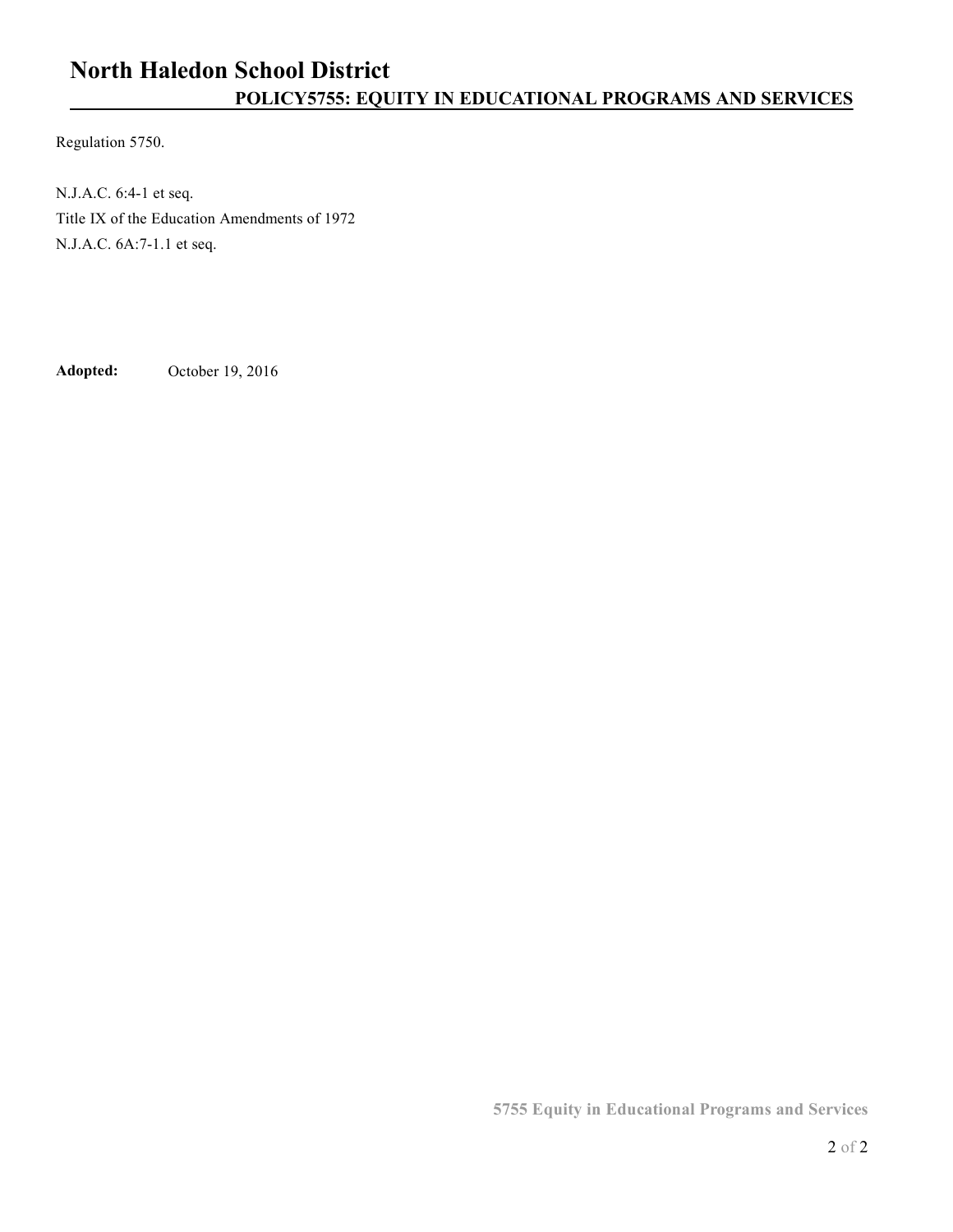Regulation 5750.

N.J.A.C. 6:4-1 et seq.
Title IX of the Education Amendments of 1972
N.J.A.C. 6A:7-1.1 et seq.

**Adopted:** October 19, 2016